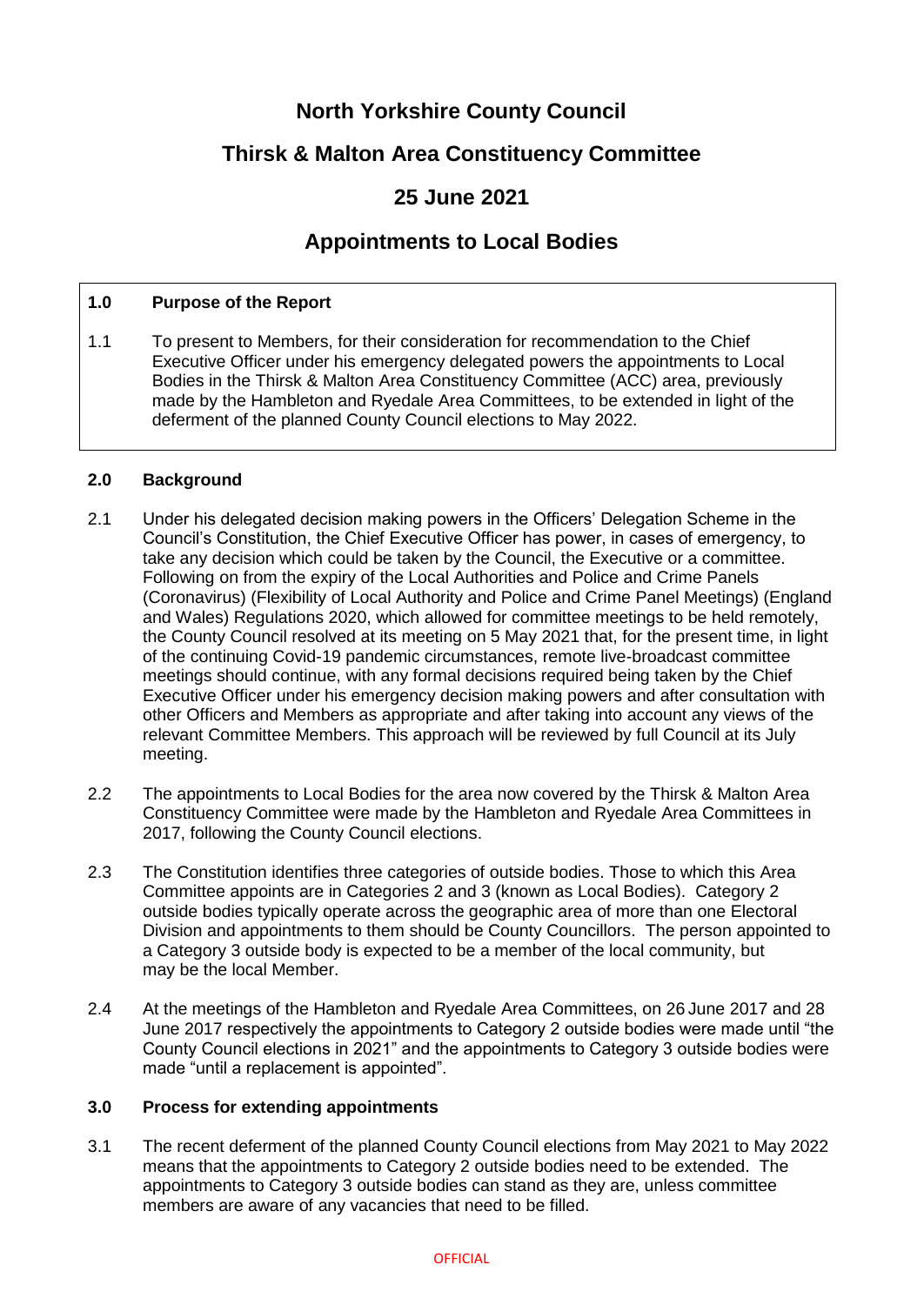# North Yorkshire County Council

## Thirsk & Malton Area Constituency Committee

## 25 June 2021

## Appointments to Local Bodies

### 1.0 Purpose of the Report

1.1 To present to Members, for their consideration for recommendation to the Chief Executive Officer under his emergency delegated powers the appointments to Local Bodies in the Thirsk & Malton Area Constituency Committee (ACC) area, previously made by the Hambleton and Ryedale Area Committees, to be extended in light of the deferment of the planned County Council elections to May 2022.

### 2.0 Background

2.1 Under his delegated decision making powers in the Officers' Delegation Scheme in the Council's Constitution, the Chief Executive Officer has power, in cases of emergency, to take any decision which could be taken by the Council, the Executive or a committee. Following on from the expiry of the Local Authorities and Police and Crime Panels (Coronavirus) (Flexibility of Local Authority and Police and Crime Panel Meetings) (England and Wales) Regulations 2020, which allowed for committee meetings to be held remotely, the County Council resolved at its meeting on 5 May 2021 that, for the present time, in light of the continuing Covid-19 pandemic circumstances, remote live-broadcast committee meetings should continue, with any formal decisions required being taken by the Chief Executive Officer under his emergency decision making powers and after consultation with other Officers and Members as appropriate and after taking into account any views of the relevant Committee Members. This approach will be reviewed by full Council at its July meeting.

2.2 The appointments to Local Bodies for the area now covered by the Thirsk & Malton Area Constituency Committee were made by the Hambleton and Ryedale Area Committees in 2017, following the County Council elections.

2.3 The Constitution identifies three categories of outside bodies. Those to which this Area Committee appoints are in Categories 2 and 3 (known as Local Bodies). Category 2 outside bodies typically operate across the geographic area of more than one Electoral Division and appointments to them should be County Councillors. The person appointed to a Category 3 outside body is expected to be a member of the local community, but may be the local Member.

2.4 At the meetings of the Hambleton and Ryedale Area Committees, on 26 June 2017 and 28 June 2017 respectively the appointments to Category 2 outside bodies were made until "the County Council elections in 2021" and the appointments to Category 3 outside bodies were made "until a replacement is appointed".

### 3.0 Process for extending appointments

3.1 The recent deferment of the planned County Council elections from May 2021 to May 2022 means that the appointments to Category 2 outside bodies need to be extended. The appointments to Category 3 outside bodies can stand as they are, unless committee members are aware of any vacancies that need to be filled.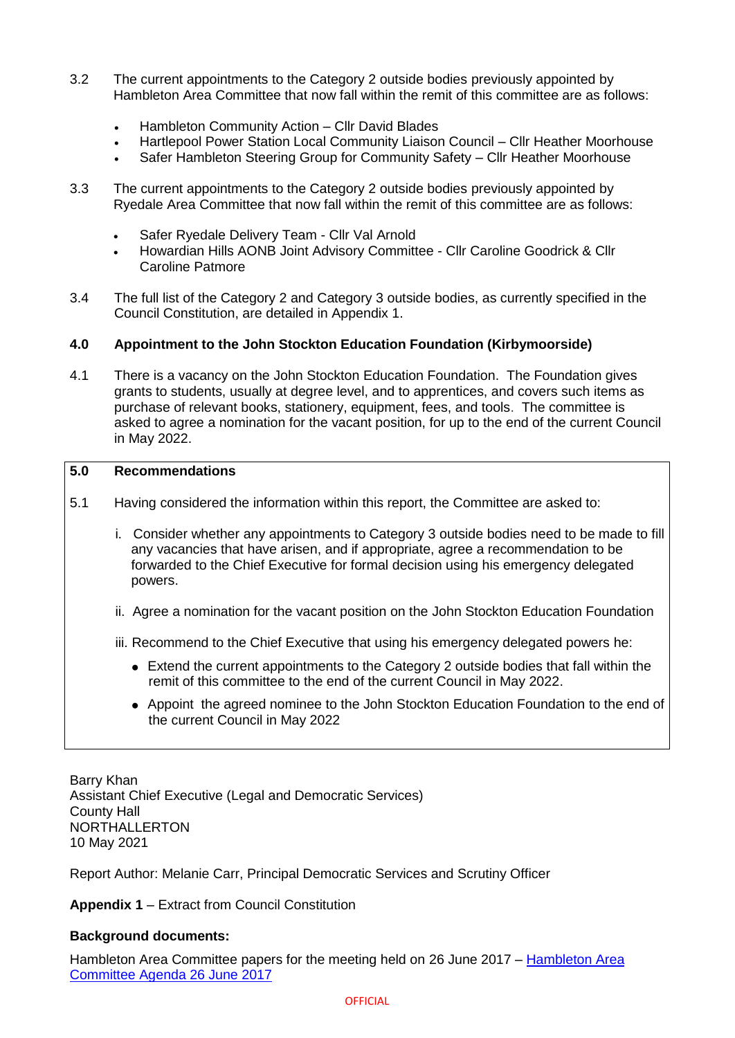3.2 The current appointments to the Category 2 outside bodies previously appointed by Hambleton Area Committee that now fall within the remit of this committee are as follows:

- Hambleton Community Action – Cllr David Blades
- Hartlepool Power Station Local Community Liaison Council – Cllr Heather Moorhouse
- Safer Hambleton Steering Group for Community Safety – Cllr Heather Moorhouse

3.3 The current appointments to the Category 2 outside bodies previously appointed by Ryedale Area Committee that now fall within the remit of this committee are as follows:

- Safer Ryedale Delivery Team - Cllr Val Arnold
- Howardian Hills AONB Joint Advisory Committee - Cllr Caroline Goodrick & Cllr Caroline Patmore

3.4 The full list of the Category 2 and Category 3 outside bodies, as currently specified in the Council Constitution, are detailed in Appendix 1.

## 4.0 Appointment to the John Stockton Education Foundation (Kirbymoorside)

4.1 There is a vacancy on the John Stockton Education Foundation. The Foundation gives grants to students, usually at degree level, and to apprentices, and covers such items as purchase of relevant books, stationery, equipment, fees, and tools. The committee is asked to agree a nomination for the vacant position, for up to the end of the current Council in May 2022.

## 5.0 Recommendations

5.1 Having considered the information within this report, the Committee are asked to:

i. Consider whether any appointments to Category 3 outside bodies need to be made to fill any vacancies that have arisen, and if appropriate, agree a recommendation to be forwarded to the Chief Executive for formal decision using his emergency delegated powers.

ii. Agree a nomination for the vacant position on the John Stockton Education Foundation

iii. Recommend to the Chief Executive that using his emergency delegated powers he:

- Extend the current appointments to the Category 2 outside bodies that fall within the remit of this committee to the end of the current Council in May 2022.
- Appoint the agreed nominee to the John Stockton Education Foundation to the end of the current Council in May 2022

Barry Khan
Assistant Chief Executive (Legal and Democratic Services)
County Hall
NORTHALLERTON
10 May 2021

Report Author: Melanie Carr, Principal Democratic Services and Scrutiny Officer

**Appendix 1** – Extract from Council Constitution

**Background documents:**

Hambleton Area Committee papers for the meeting held on 26 June 2017 – [Hambleton Area Committee Agenda 26 June 2017]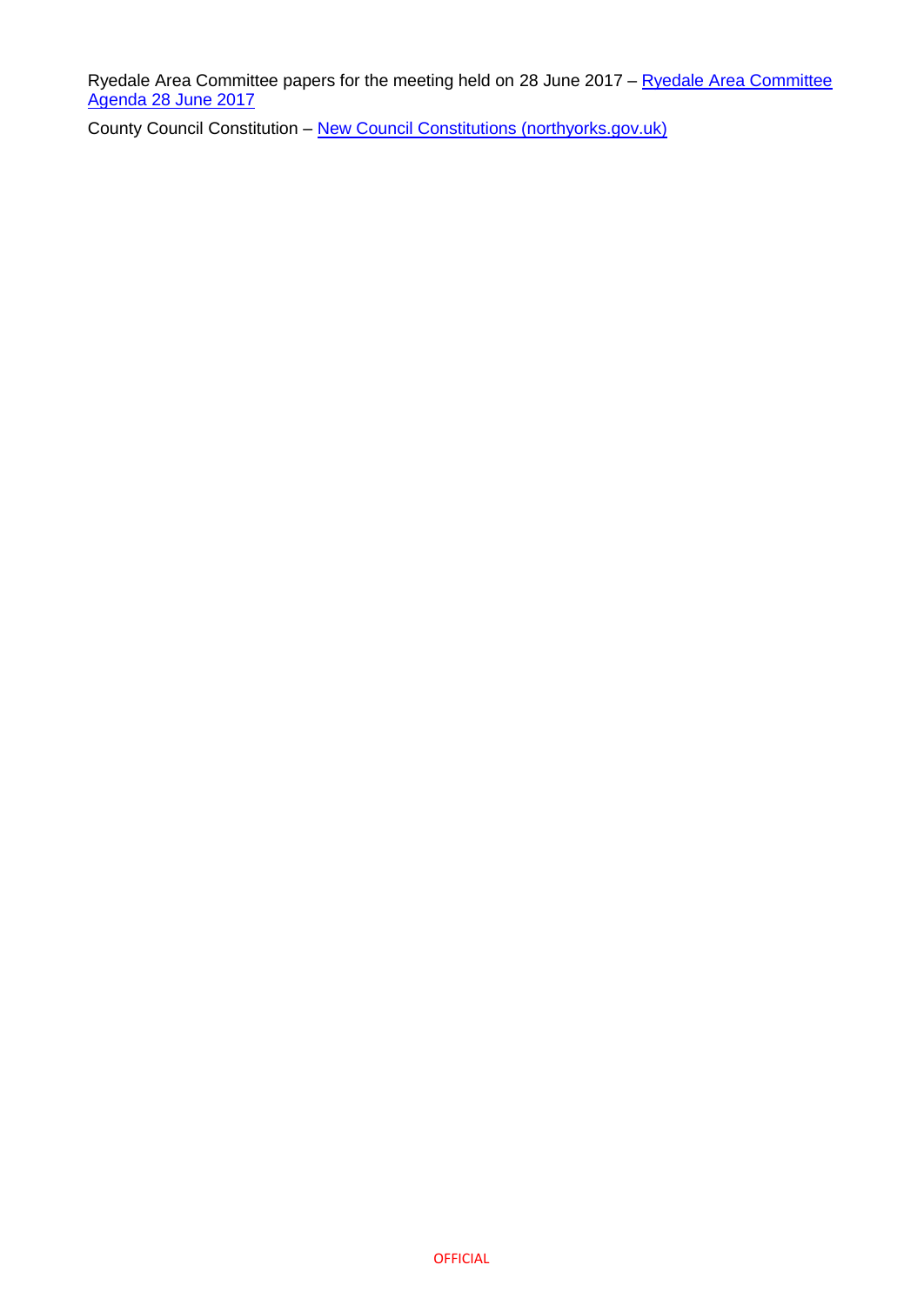Ryedale Area Committee papers for the meeting held on 28 June 2017 – Ryedale Area Committee Agenda 28 June 2017

County Council Constitution – New Council Constitutions (northyorks.gov.uk)

OFFICIAL